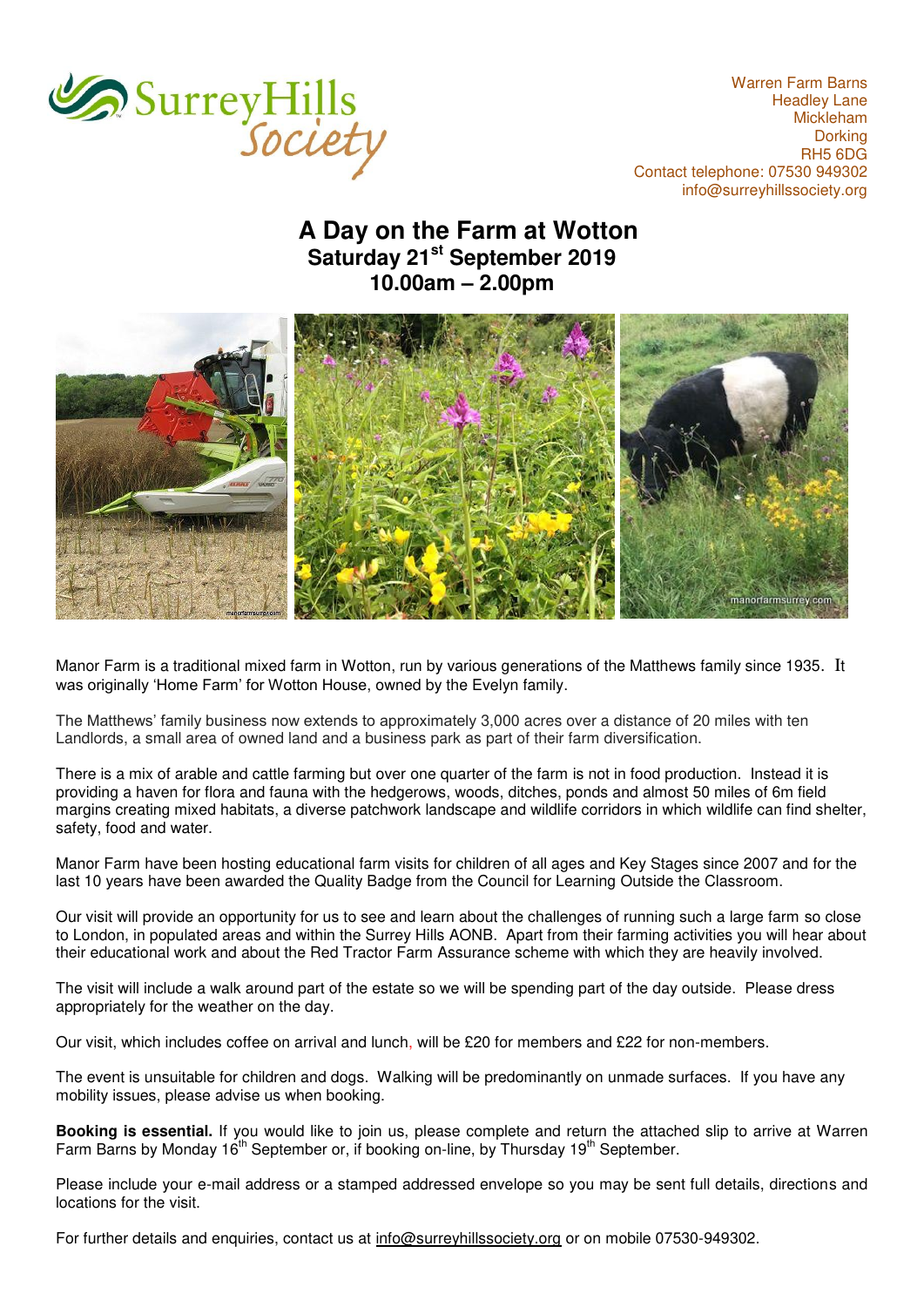Surrey Hills Society

Warren Farm Barns
Headley Lane
Mickleham
Dorking
RH5 6DG
Contact telephone: 07530 949302
info@surreyhillssociety.org

# A Day on the Farm at Wotton

## Saturday 21st September 2019
## 10.00am – 2.00pm

Manor Farm is a traditional mixed farm in Wotton, run by various generations of the Matthews family since 1935. It was originally 'Home Farm' for Wotton House, owned by the Evelyn family.

The Matthews' family business now extends to approximately 3,000 acres over a distance of 20 miles with ten Landlords, a small area of owned land and a business park as part of their farm diversification.

There is a mix of arable and cattle farming but over one quarter of the farm is not in food production. Instead it is providing a haven for flora and fauna with the hedgerows, woods, ditches, ponds and almost 50 miles of 6m field margins creating mixed habitats, a diverse patchwork landscape and wildlife corridors in which wildlife can find shelter, safety, food and water.

Manor Farm have been hosting educational farm visits for children of all ages and Key Stages since 2007 and for the last 10 years have been awarded the Quality Badge from the Council for Learning Outside the Classroom.

Our visit will provide an opportunity for us to see and learn about the challenges of running such a large farm so close to London, in populated areas and within the Surrey Hills AONB. Apart from their farming activities you will hear about their educational work and about the Red Tractor Farm Assurance scheme with which they are heavily involved.

The visit will include a walk around part of the estate so we will be spending part of the day outside. Please dress appropriately for the weather on the day.

Our visit, which includes coffee on arrival and lunch, will be £20 for members and £22 for non-members.

The event is unsuitable for children and dogs. Walking will be predominantly on unmade surfaces. If you have any mobility issues, please advise us when booking.

**Booking is essential.** If you would like to join us, please complete and return the attached slip to arrive at Warren Farm Barns by Monday 16th September or, if booking on-line, by Thursday 19th September.

Please include your e-mail address or a stamped addressed envelope so you may be sent full details, directions and locations for the visit.

For further details and enquiries, contact us at info@surreyhillssociety.org or on mobile 07530-949302.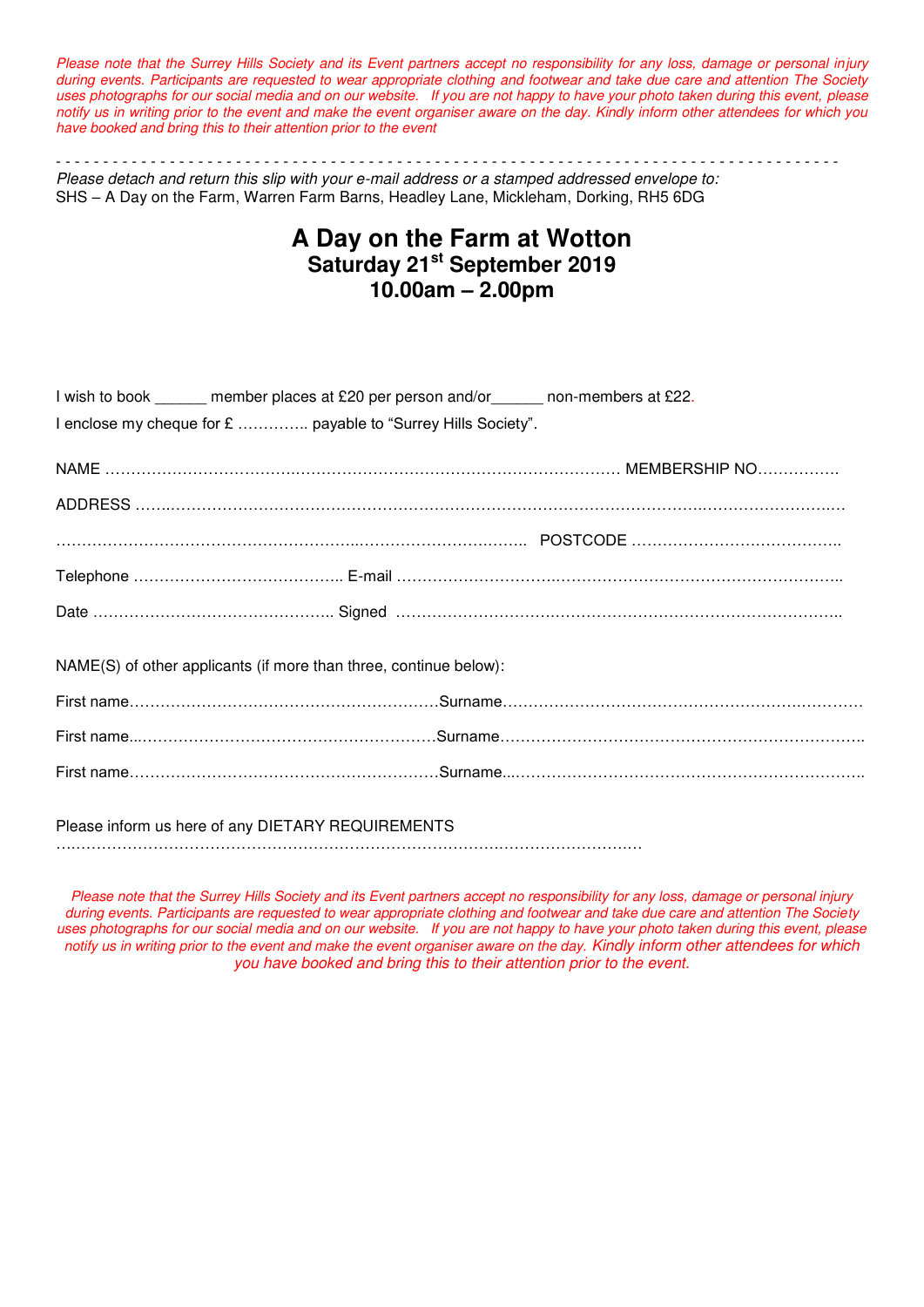*Please note that the Surrey Hills Society and its Event partners accept no responsibility for any loss, damage or personal injury during events. Participants are requested to wear appropriate clothing and footwear and take due care and attention The Society uses photographs for our social media and on our website. If you are not happy to have your photo taken during this event, please notify us in writing prior to the event and make the event organiser aware on the day. Kindly inform other attendees for which you have booked and bring this to their attention prior to the event*

- - - - - - - - - - - - - - - - - - - - - - - - - - - - - - - - - - - - - - - - - - - - - - - - - - - - - - - - - - - - - - - - - - - - - - - - - - - -

*Please detach and return this slip with your e-mail address or a stamped addressed envelope to:*
SHS – A Day on the Farm, Warren Farm Barns, Headley Lane, Mickleham, Dorking, RH5 6DG

# A Day on the Farm at Wotton

## Saturday 21st September 2019

## 10.00am – 2.00pm

I wish to book ______ member places at £20 per person and/or______ non-members at £22.

I enclose my cheque for £ ………….. payable to "Surrey Hills Society".

NAME ……………………………………………………………………………………… MEMBERSHIP NO…………….

ADDRESS ……………………………………………………………………………………………………………………….

……………………………………………………………………………… POSTCODE …………………………………..

Telephone ………………………………….. E-mail ……………………………………………………………………………..

Date ……………………………………….. Signed ………………………………………………………………………….

NAME(S) of other applicants (if more than three, continue below):

First name……………………………………………………Surname……………………………………………………………

First name...…………………………………………………Surname……………………………………………………………..

First name……………………………………………………Surname...…………………………………………………………..

Please inform us here of any DIETARY REQUIREMENTS
………………………………………………………………………………………………….

*Please note that the Surrey Hills Society and its Event partners accept no responsibility for any loss, damage or personal injury during events. Participants are requested to wear appropriate clothing and footwear and take due care and attention The Society uses photographs for our social media and on our website. If you are not happy to have your photo taken during this event, please notify us in writing prior to the event and make the event organiser aware on the day. Kindly inform other attendees for which you have booked and bring this to their attention prior to the event.*